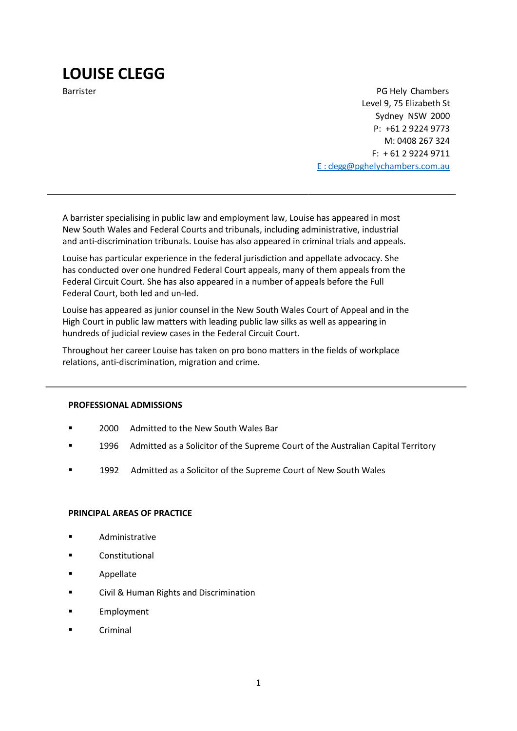# LOUISE CLEGG

Barrister

PG Hely Chambers
Level 9, 75 Elizabeth St
Sydney NSW 2000
P: +61 2 9224 9773
M: 0408 267 324
F: + 61 2 9224 9711
E : clegg@pghelychambers.com.au

---

A barrister specialising in public law and employment law, Louise has appeared in most New South Wales and Federal Courts and tribunals, including administrative, industrial and anti-discrimination tribunals. Louise has also appeared in criminal trials and appeals.

Louise has particular experience in the federal jurisdiction and appellate advocacy. She has conducted over one hundred Federal Court appeals, many of them appeals from the Federal Circuit Court. She has also appeared in a number of appeals before the Full Federal Court, both led and un-led.

Louise has appeared as junior counsel in the New South Wales Court of Appeal and in the High Court in public law matters with leading public law silks as well as appearing in hundreds of judicial review cases in the Federal Circuit Court.

Throughout her career Louise has taken on pro bono matters in the fields of workplace relations, anti-discrimination, migration and crime.

---

## PROFESSIONAL ADMISSIONS

- 2000 Admitted to the New South Wales Bar
- 1996 Admitted as a Solicitor of the Supreme Court of the Australian Capital Territory
- 1992 Admitted as a Solicitor of the Supreme Court of New South Wales

## PRINCIPAL AREAS OF PRACTICE

- Administrative
- Constitutional
- Appellate
- Civil & Human Rights and Discrimination
- Employment
- Criminal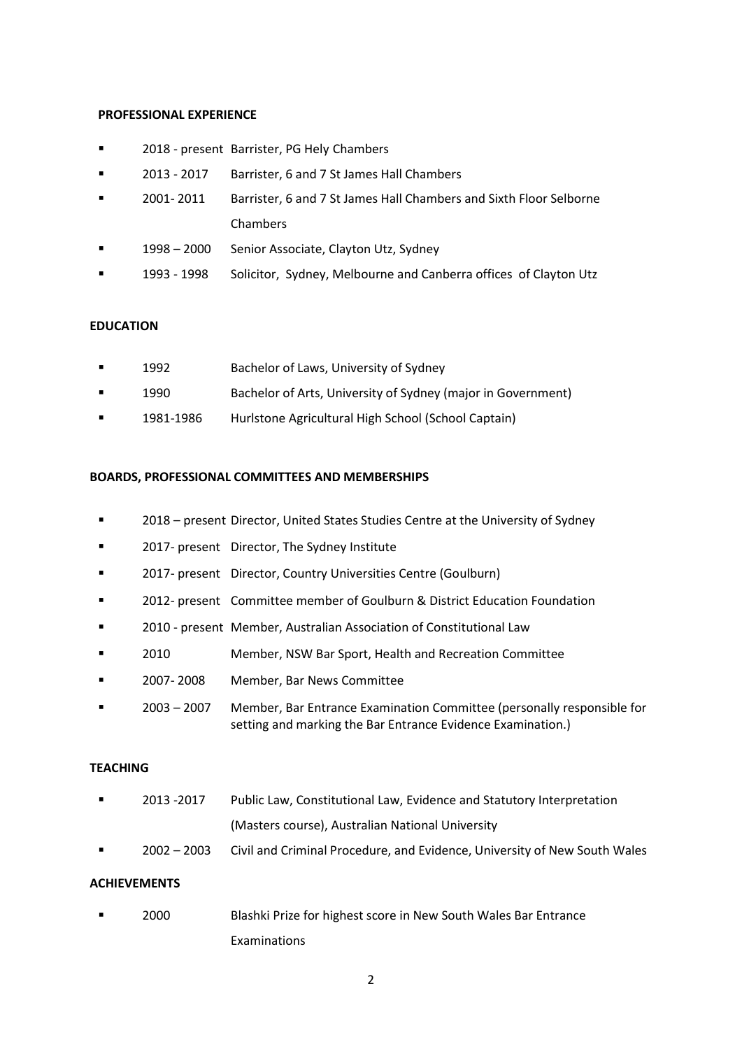**PROFESSIONAL EXPERIENCE**

- 2018 - present Barrister, PG Hely Chambers
- 2013 - 2017 Barrister, 6 and 7 St James Hall Chambers
- 2001- 2011 Barrister, 6 and 7 St James Hall Chambers and Sixth Floor Selborne Chambers
- 1998 – 2000 Senior Associate, Clayton Utz, Sydney
- 1993 - 1998 Solicitor, Sydney, Melbourne and Canberra offices of Clayton Utz

**EDUCATION**

- 1992 Bachelor of Laws, University of Sydney
- 1990 Bachelor of Arts, University of Sydney (major in Government)
- 1981-1986 Hurlstone Agricultural High School (School Captain)

**BOARDS, PROFESSIONAL COMMITTEES AND MEMBERSHIPS**

- 2018 – present Director, United States Studies Centre at the University of Sydney
- 2017- present Director, The Sydney Institute
- 2017- present Director, Country Universities Centre (Goulburn)
- 2012- present Committee member of Goulburn & District Education Foundation
- 2010 - present Member, Australian Association of Constitutional Law
- 2010 Member, NSW Bar Sport, Health and Recreation Committee
- 2007- 2008 Member, Bar News Committee
- 2003 – 2007 Member, Bar Entrance Examination Committee (personally responsible for setting and marking the Bar Entrance Evidence Examination.)

**TEACHING**

- 2013 -2017 Public Law, Constitutional Law, Evidence and Statutory Interpretation (Masters course), Australian National University
- 2002 – 2003 Civil and Criminal Procedure, and Evidence, University of New South Wales

**ACHIEVEMENTS**

- 2000 Blashki Prize for highest score in New South Wales Bar Entrance Examinations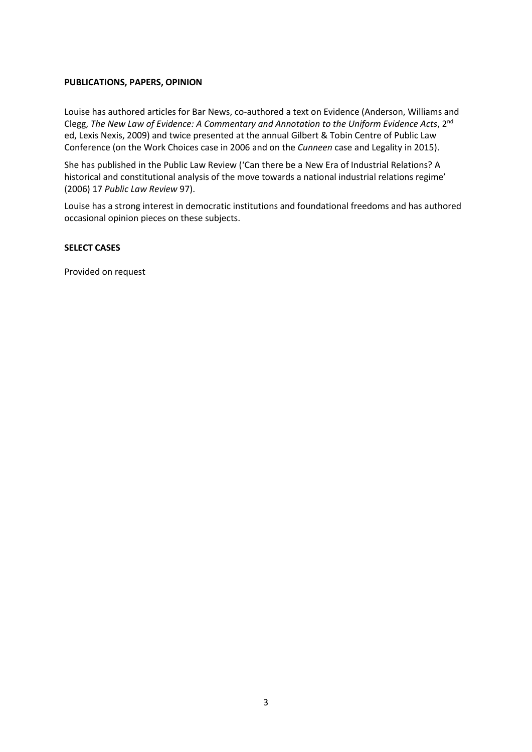**PUBLICATIONS, PAPERS, OPINION**

Louise has authored articles for Bar News, co-authored a text on Evidence (Anderson, Williams and Clegg, *The New Law of Evidence: A Commentary and Annotation to the Uniform Evidence Acts*, 2nd ed, Lexis Nexis, 2009) and twice presented at the annual Gilbert & Tobin Centre of Public Law Conference (on the Work Choices case in 2006 and on the *Cunneen* case and Legality in 2015).

She has published in the Public Law Review ('Can there be a New Era of Industrial Relations? A historical and constitutional analysis of the move towards a national industrial relations regime' (2006) 17 *Public Law Review* 97).

Louise has a strong interest in democratic institutions and foundational freedoms and has authored occasional opinion pieces on these subjects.

**SELECT CASES**

Provided on request